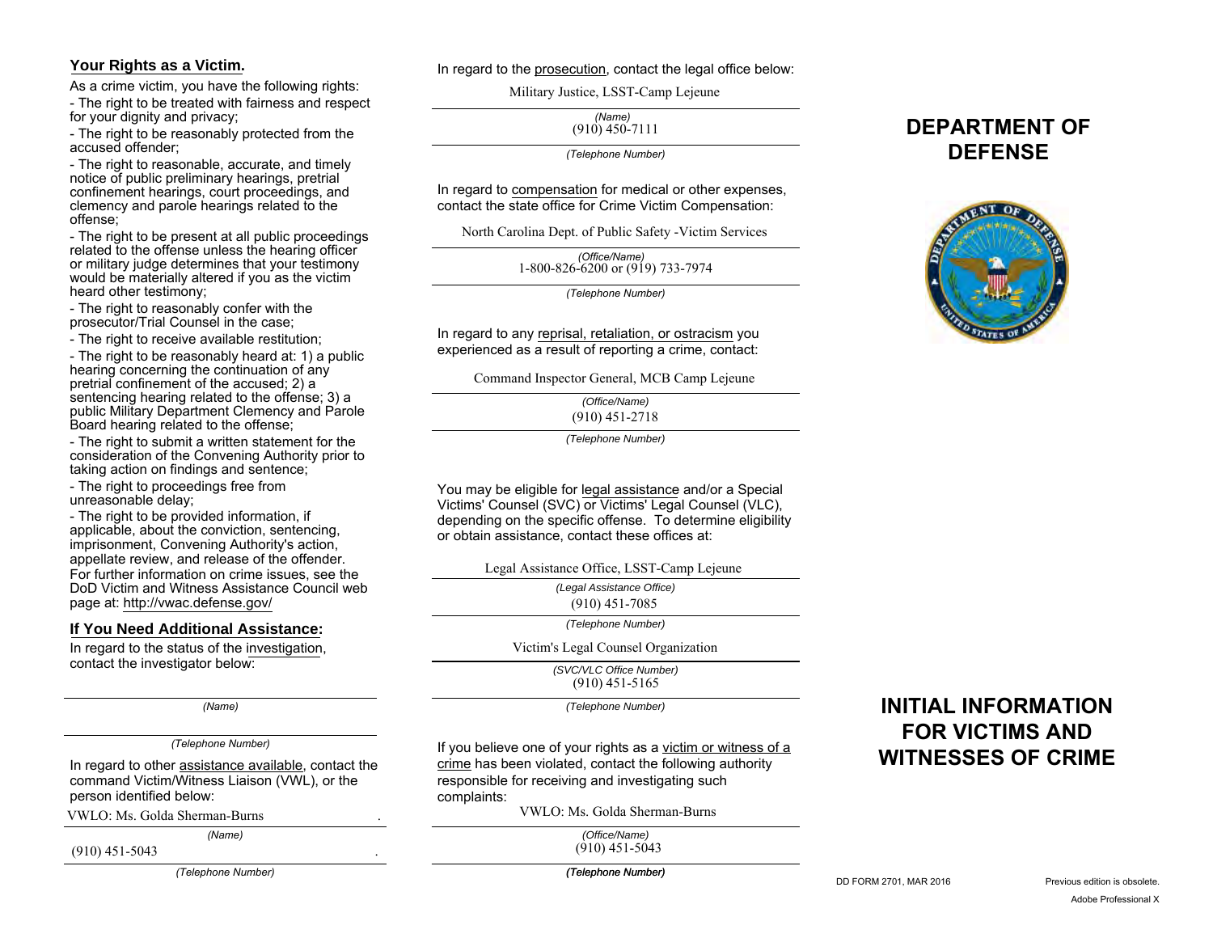## Your Rights as a Victim.

As a crime victim, you have the following rights:

- The right to be treated with fairness and respect for your dignity and privacy;
- The right to be reasonably protected from the accused offender;
- The right to reasonable, accurate, and timely notice of public preliminary hearings, pretrial confinement hearings, court proceedings, and clemency and parole hearings related to the offense;
- The right to be present at all public proceedings related to the offense unless the hearing officer or military judge determines that your testimony would be materially altered if you as the victim heard other testimony;
- The right to reasonably confer with the prosecutor/Trial Counsel in the case;
- The right to receive available restitution;
- The right to be reasonably heard at: 1) a public hearing concerning the continuation of any pretrial confinement of the accused; 2) a sentencing hearing related to the offense; 3) a public Military Department Clemency and Parole Board hearing related to the offense;
- The right to submit a written statement for the consideration of the Convening Authority prior to taking action on findings and sentence;
- The right to proceedings free from unreasonable delay;
- The right to be provided information, if applicable, about the conviction, sentencing, imprisonment, Convening Authority's action, appellate review, and release of the offender.

For further information on crime issues, see the DoD Victim and Witness Assistance Council web page at: http://vwac.defense.gov/

## If You Need Additional Assistance:

In regard to the status of the investigation, contact the investigator below:

_(Name)_

_(Telephone Number)_

In regard to other assistance available, contact the command Victim/Witness Liaison (VWL), or the person identified below:

VWLO: Ms. Golda Sherman-Burns

_(Name)_

(910) 451-5043

_(Telephone Number)_

In regard to the prosecution, contact the legal office below:

Military Justice, LSST-Camp Lejeune

_(Name)_

(910) 450-7111

_(Telephone Number)_

In regard to compensation for medical or other expenses, contact the state office for Crime Victim Compensation:

North Carolina Dept. of Public Safety -Victim Services

_(Office/Name)_

1-800-826-6200 or (919) 733-7974

_(Telephone Number)_

In regard to any reprisal, retaliation, or ostracism you experienced as a result of reporting a crime, contact:

Command Inspector General, MCB Camp Lejeune

_(Office/Name)_

(910) 451-2718

_(Telephone Number)_

You may be eligible for legal assistance and/or a Special Victims' Counsel (SVC) or Victims' Legal Counsel (VLC), depending on the specific offense. To determine eligibility or obtain assistance, contact these offices at:

Legal Assistance Office, LSST-Camp Lejeune

_(Legal Assistance Office)_

(910) 451-7085

_(Telephone Number)_

Victim's Legal Counsel Organization

_(SVC/VLC Office Number)_

(910) 451-5165

_(Telephone Number)_

If you believe one of your rights as a victim or witness of a crime has been violated, contact the following authority responsible for receiving and investigating such complaints:

VWLO: Ms. Golda Sherman-Burns

_(Office/Name)_

(910) 451-5043

_(Telephone Number)_

# DEPARTMENT OF DEFENSE

# INITIAL INFORMATION FOR VICTIMS AND WITNESSES OF CRIME

DD FORM 2701, MAR 2016

Previous edition is obsolete.

Adobe Professional X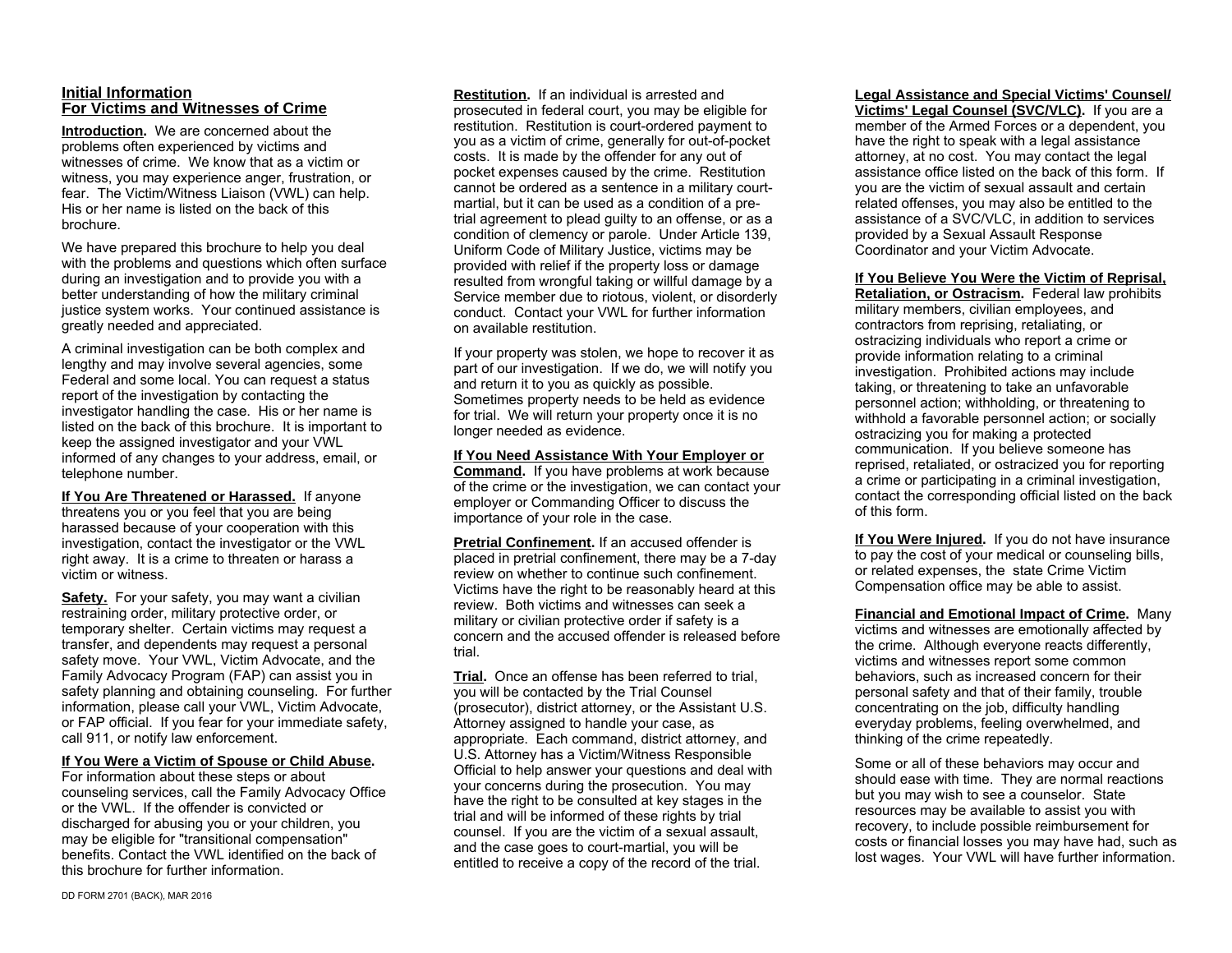## Initial Information For Victims and Witnesses of Crime

**Introduction.** We are concerned about the problems often experienced by victims and witnesses of crime. We know that as a victim or witness, you may experience anger, frustration, or fear. The Victim/Witness Liaison (VWL) can help. His or her name is listed on the back of this brochure.

We have prepared this brochure to help you deal with the problems and questions which often surface during an investigation and to provide you with a better understanding of how the military criminal justice system works. Your continued assistance is greatly needed and appreciated.

A criminal investigation can be both complex and lengthy and may involve several agencies, some Federal and some local. You can request a status report of the investigation by contacting the investigator handling the case. His or her name is listed on the back of this brochure. It is important to keep the assigned investigator and your VWL informed of any changes to your address, email, or telephone number.

**If You Are Threatened or Harassed.** If anyone threatens you or you feel that you are being harassed because of your cooperation with this investigation, contact the investigator or the VWL right away. It is a crime to threaten or harass a victim or witness.

**Safety.** For your safety, you may want a civilian restraining order, military protective order, or temporary shelter. Certain victims may request a transfer, and dependents may request a personal safety move. Your VWL, Victim Advocate, and the Family Advocacy Program (FAP) can assist you in safety planning and obtaining counseling. For further information, please call your VWL, Victim Advocate, or FAP official. If you fear for your immediate safety, call 911, or notify law enforcement.

**If You Were a Victim of Spouse or Child Abuse.** For information about these steps or about counseling services, call the Family Advocacy Office or the VWL. If the offender is convicted or discharged for abusing you or your children, you may be eligible for "transitional compensation" benefits. Contact the VWL identified on the back of this brochure for further information.

**Restitution.** If an individual is arrested and prosecuted in federal court, you may be eligible for restitution. Restitution is court-ordered payment to you as a victim of crime, generally for out-of-pocket costs. It is made by the offender for any out of pocket expenses caused by the crime. Restitution cannot be ordered as a sentence in a military court-martial, but it can be used as a condition of a pre-trial agreement to plead guilty to an offense, or as a condition of clemency or parole. Under Article 139, Uniform Code of Military Justice, victims may be provided with relief if the property loss or damage resulted from wrongful taking or willful damage by a Service member due to riotous, violent, or disorderly conduct. Contact your VWL for further information on available restitution.

If your property was stolen, we hope to recover it as part of our investigation. If we do, we will notify you and return it to you as quickly as possible. Sometimes property needs to be held as evidence for trial. We will return your property once it is no longer needed as evidence.

**If You Need Assistance With Your Employer or Command.** If you have problems at work because of the crime or the investigation, we can contact your employer or Commanding Officer to discuss the importance of your role in the case.

**Pretrial Confinement.** If an accused offender is placed in pretrial confinement, there may be a 7-day review on whether to continue such confinement. Victims have the right to be reasonably heard at this review. Both victims and witnesses can seek a military or civilian protective order if safety is a concern and the accused offender is released before trial.

**Trial.** Once an offense has been referred to trial, you will be contacted by the Trial Counsel (prosecutor), district attorney, or the Assistant U.S. Attorney assigned to handle your case, as appropriate. Each command, district attorney, and U.S. Attorney has a Victim/Witness Responsible Official to help answer your questions and deal with your concerns during the prosecution. You may have the right to be consulted at key stages in the trial and will be informed of these rights by trial counsel. If you are the victim of a sexual assault, and the case goes to court-martial, you will be entitled to receive a copy of the record of the trial.

**Legal Assistance and Special Victims' Counsel/ Victims' Legal Counsel (SVC/VLC).** If you are a member of the Armed Forces or a dependent, you have the right to speak with a legal assistance attorney, at no cost. You may contact the legal assistance office listed on the back of this form. If you are the victim of sexual assault and certain related offenses, you may also be entitled to the assistance of a SVC/VLC, in addition to services provided by a Sexual Assault Response Coordinator and your Victim Advocate.

**If You Believe You Were the Victim of Reprisal, Retaliation, or Ostracism.** Federal law prohibits military members, civilian employees, and contractors from reprising, retaliating, or ostracizing individuals who report a crime or provide information relating to a criminal investigation. Prohibited actions may include taking, or threatening to take an unfavorable personnel action; withholding, or threatening to withhold a favorable personnel action; or socially ostracizing you for making a protected communication. If you believe someone has reprised, retaliated, or ostracized you for reporting a crime or participating in a criminal investigation, contact the corresponding official listed on the back of this form.

**If You Were Injured.** If you do not have insurance to pay the cost of your medical or counseling bills, or related expenses, the state Crime Victim Compensation office may be able to assist.

**Financial and Emotional Impact of Crime.** Many victims and witnesses are emotionally affected by the crime. Although everyone reacts differently, victims and witnesses report some common behaviors, such as increased concern for their personal safety and that of their family, trouble concentrating on the job, difficulty handling everyday problems, feeling overwhelmed, and thinking of the crime repeatedly.

Some or all of these behaviors may occur and should ease with time. They are normal reactions but you may wish to see a counselor. State resources may be available to assist you with recovery, to include possible reimbursement for costs or financial losses you may have had, such as lost wages. Your VWL will have further information.

DD FORM 2701 (BACK), MAR 2016